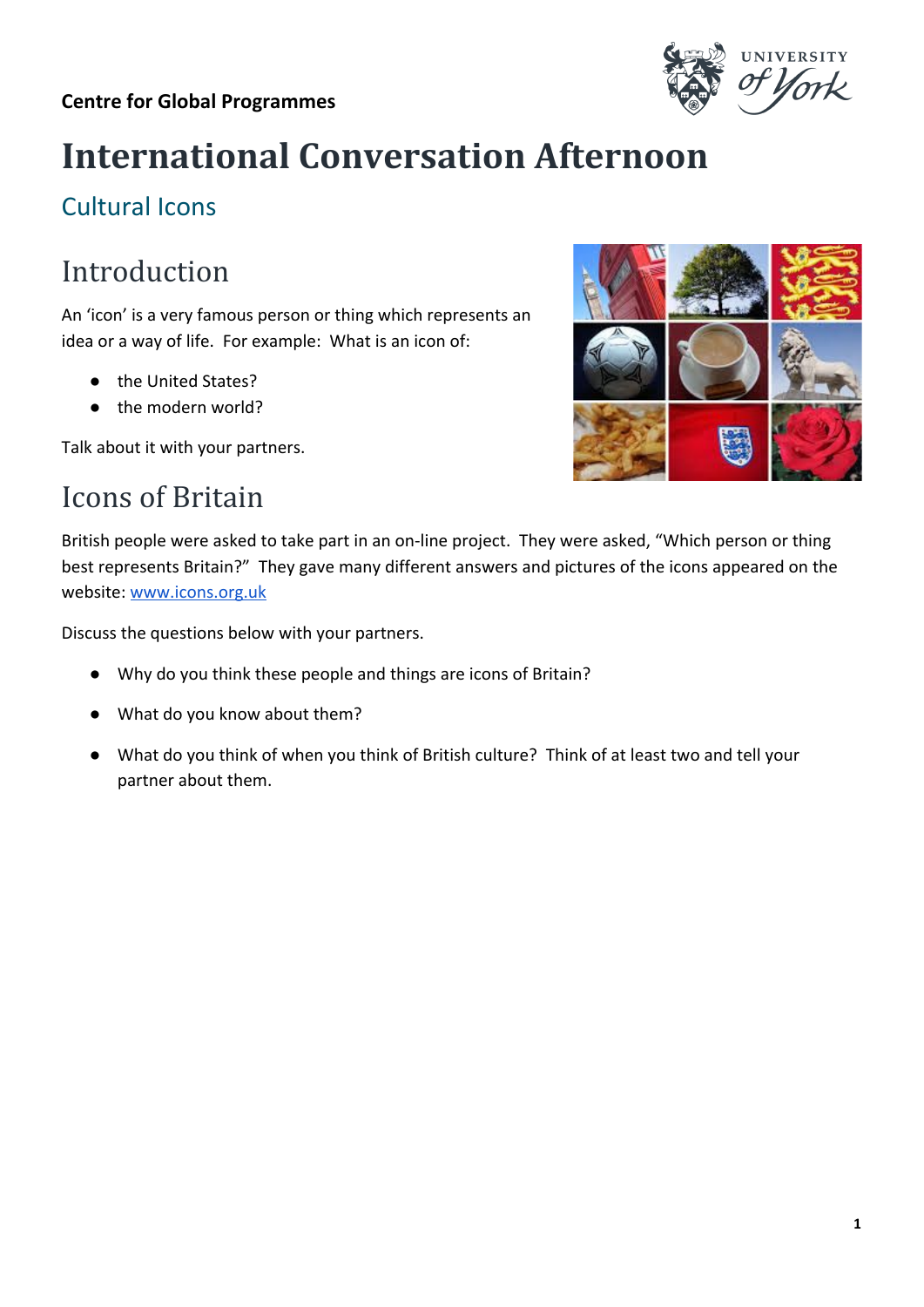**Centre for Global Programmes**

# International Conversation Afternoon

## Cultural Icons

## Introduction

An 'icon' is a very famous person or thing which represents an idea or a way of life. For example: What is an icon of:

- the United States?
- the modern world?

Talk about it with your partners.

## Icons of Britain

British people were asked to take part in an on-line project. They were asked, "Which person or thing best represents Britain?" They gave many different answers and pictures of the icons appeared on the website: [www.icons.org.uk](http://www.icons.org.uk)

Discuss the questions below with your partners.

- Why do you think these people and things are icons of Britain?
- What do you know about them?
- What do you think of when you think of British culture? Think of at least two and tell your partner about them.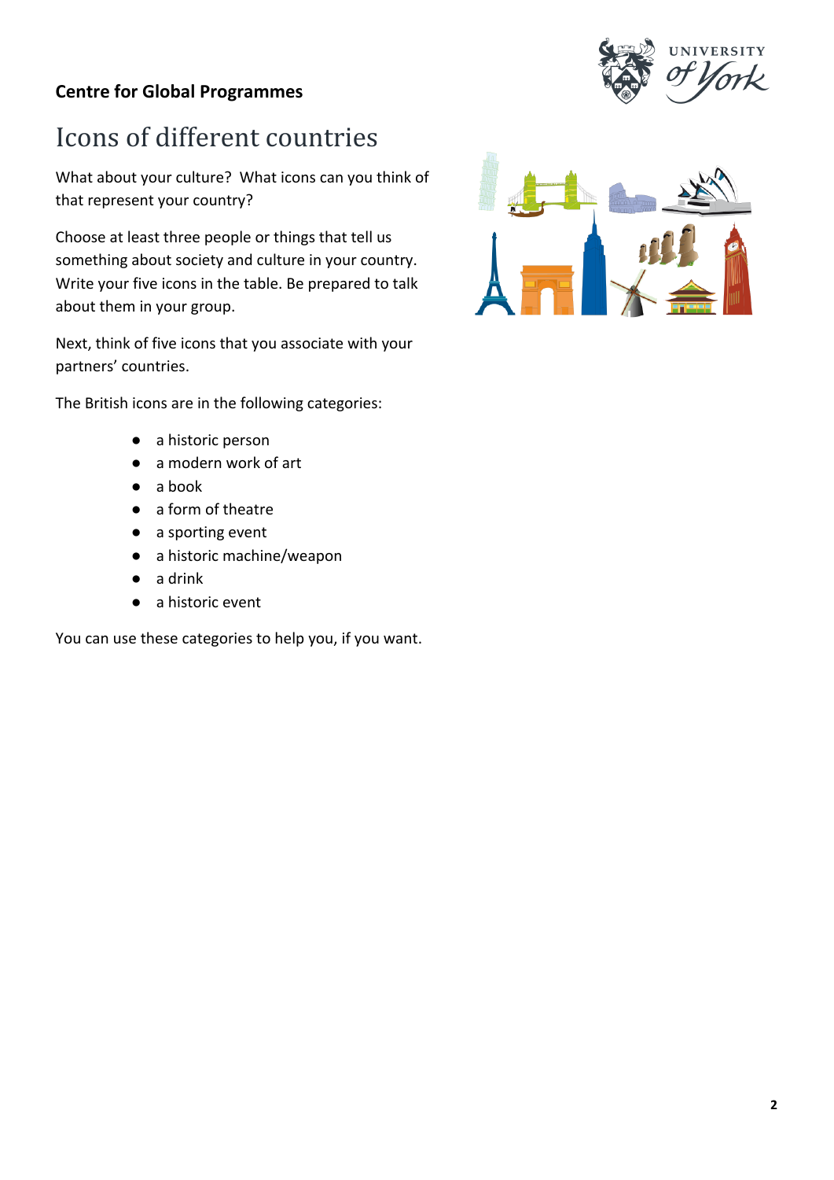**Centre for Global Programmes**

# Icons of different countries

What about your culture? What icons can you think of that represent your country?

Choose at least three people or things that tell us something about society and culture in your country. Write your five icons in the table. Be prepared to talk about them in your group.

Next, think of five icons that you associate with your partners' countries.

The British icons are in the following categories:

- a historic person
- a modern work of art
- a book
- a form of theatre
- a sporting event
- a historic machine/weapon
- a drink
- a historic event

You can use these categories to help you, if you want.